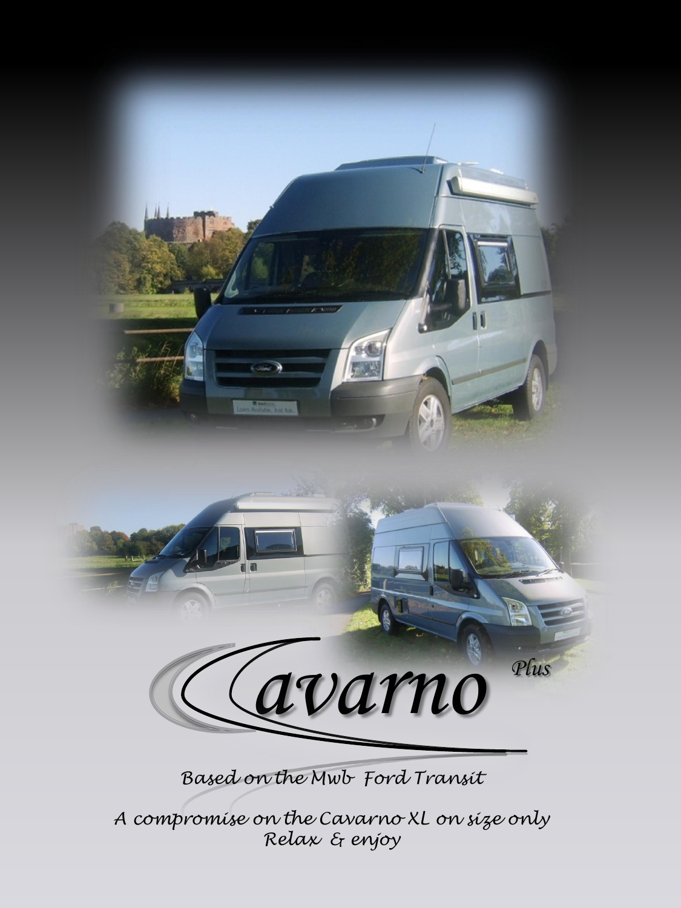# Cavarno Plus

*Based on the Mwb Ford Transit*

*A compromise on the Cavarno XL on size only*
*Relax & enjoy*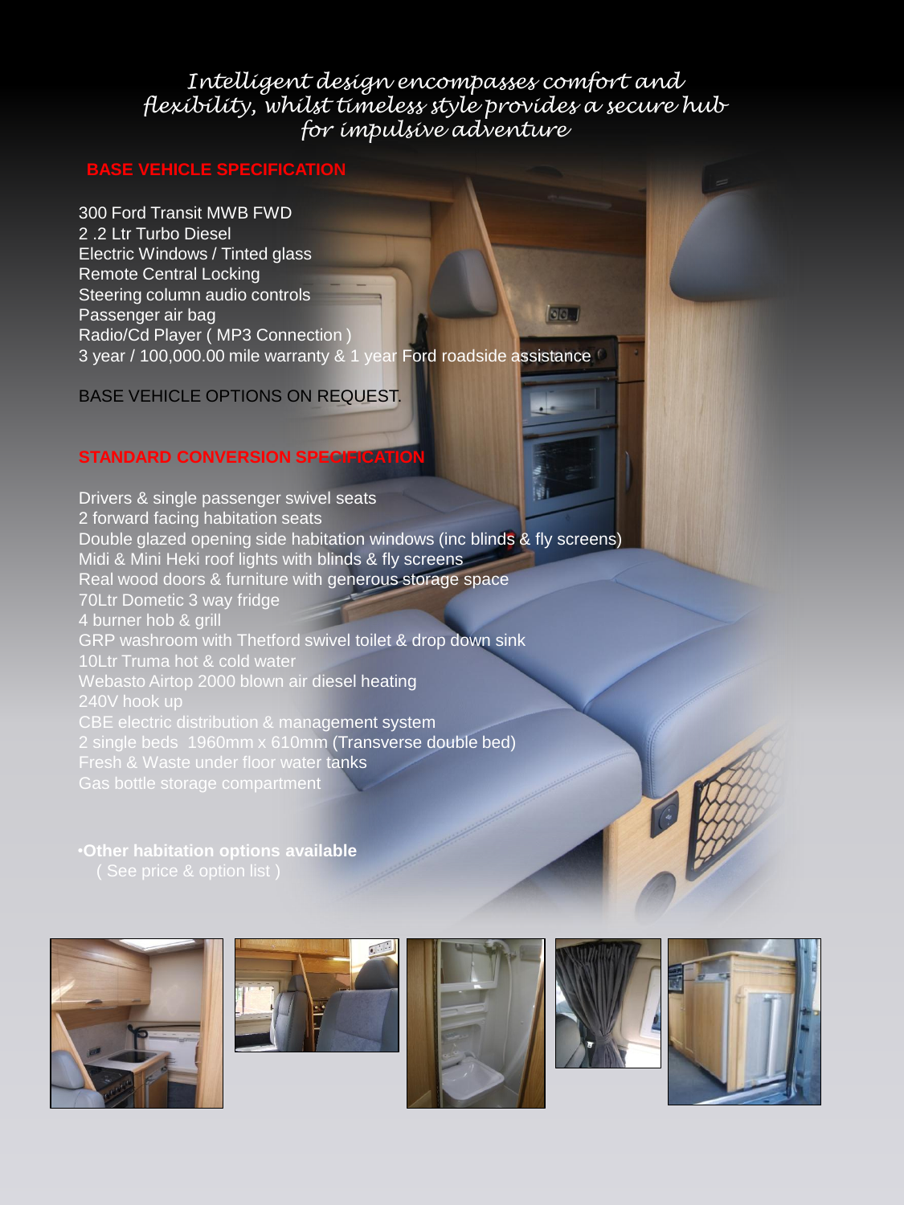*Intelligent design encompasses comfort and flexibility, whilst timeless style provides a secure hub for impulsive adventure*

## BASE VEHICLE SPECIFICATION

300 Ford Transit MWB FWD
2 .2 Ltr Turbo Diesel
Electric Windows / Tinted glass
Remote Central Locking
Steering column audio controls
Passenger air bag
Radio/Cd Player ( MP3 Connection )
3 year / 100,000.00 mile warranty & 1 year Ford roadside assistance

BASE VEHICLE OPTIONS ON REQUEST.

## STANDARD CONVERSION SPECIFICATION

Drivers & single passenger swivel seats
2 forward facing habitation seats
Double glazed opening side habitation windows (inc blinds & fly screens)
Midi & Mini Heki roof lights with blinds & fly screens
Real wood doors & furniture with generous storage space
70Ltr Dometic 3 way fridge
4 burner hob & grill
GRP washroom with Thetford swivel toilet & drop down sink
10Ltr Truma hot & cold water
Webasto Airtop 2000 blown air diesel heating
240V hook up
CBE electric distribution & management system
2 single beds 1960mm x 610mm (Transverse double bed)
Fresh & Waste under floor water tanks
Gas bottle storage compartment

- **Other habitation options available**
  ( See price & option list )